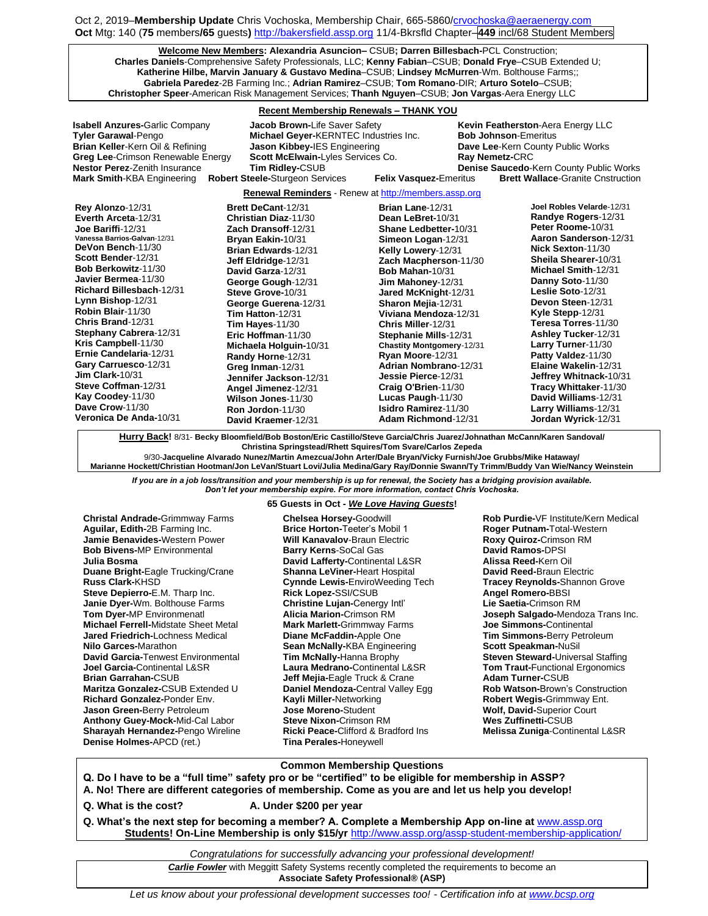Oct 2, 2019–**Membership Update** Chris Vochoska, Membership Chair, 665-5860/crvochoska@aeraenergy.com
**Oct** Mtg: 140 (**75** members**/65** guests**)** http://bakersfield.assp.org 11/4-Bkrsfld Chapter–**449** incl/68 Student Members

**Welcome New Members: Alexandria Asuncion–** CSUB**; Darren Billesbach-**PCL Construction; **Charles Daniels**-Comprehensive Safety Professionals, LLC; **Kenny Fabian**–CSUB; **Donald Frye**–CSUB Extended U; **Katherine Hilbe, Marvin January & Gustavo Medina**–CSUB; **Lindsey McMurren**-Wm. Bolthouse Farms;; **Gabriela Paredez**-2B Farming Inc.; **Adrian Ramirez**–CSUB; **Tom Romano**-DIR; **Arturo Sotelo**–CSUB; **Christopher Speer**-American Risk Management Services; **Thanh Nguyen**–CSUB; **Jon Vargas**-Aera Energy LLC

**Recent Membership Renewals – THANK YOU**

**Isabell Anzures-**Garlic Company
**Tyler Garawal**-Pengo
**Brian Keller**-Kern Oil & Refining
**Greg Lee**-Crimson Renewable Energy
**Nestor Perez**-Zenith Insurance
**Mark Smith**-KBA Engineering
**Jacob Brown-**Life Saver Safety
**Michael Geyer-**KERNTEC Industries Inc.
**Jason Kibbey-**IES Engineering
**Scott McElwain-**Lyles Services Co.
**Tim Ridley-**CSUB
**Robert Steele-**Sturgeon Services
**Felix Vasquez-**Emeritus
**Kevin Featherston**-Aera Energy LLC
**Bob Johnson**-Emeritus
**Dave Lee**-Kern County Public Works
**Ray Nemetz-**CRC
**Denise Saucedo**-Kern County Public Works
**Brett Wallace**-Granite Cnstruction

**Renewal Reminders** - Renew at http://members.assp.org

**Rey Alonzo**-12/31
**Everth Arceta**-12/31
**Joe Bariffi**-12/31
**Vanessa Barrios-Galvan**-12/31
**DeVon Bench**-11/30
**Scott Bender**-12/31
**Bob Berkowitz**-11/30
**Javier Bermea**-11/30
**Richard Billesbach**-12/31
**Lynn Bishop**-12/31
**Robin Blair**-11/30
**Chris Brand**-12/31
**Stephany Cabrera**-12/31
**Kris Campbell**-11/30
**Ernie Candelaria**-12/31
**Gary Carruesco**-12/31
**Jim Clark**-10/31
**Steve Coffman**-12/31
**Kay Coodey**-11/30
**Dave Crow**-11/30
**Veronica De Anda**-10/31
**Brett DeCant**-12/31
**Christian Diaz**-11/30
**Zach Dransoff**-12/31
**Bryan Eakin**-10/31
**Brian Edwards**-12/31
**Jeff Eldridge**-12/31
**David Garza**-12/31
**George Gough**-12/31
**Steve Grove**-10/31
**George Guerena**-12/31
**Tim Hatton**-12/31
**Tim Hayes**-11/30
**Eric Hoffman**-11/30
**Michaela Holguin**-10/31
**Randy Horne**-12/31
**Greg Inman**-12/31
**Jennifer Jackson**-12/31
**Angel Jimenez**-12/31
**Wilson Jones**-11/30
**Ron Jordon**-11/30
**David Kraemer**-12/31
**Brian Lane**-12/31
**Dean LeBret**-10/31
**Shane Ledbetter**-10/31
**Simeon Logan**-12/31
**Kelly Lowery**-12/31
**Zach Macpherson**-11/30
**Bob Mahan**-10/31
**Jim Mahoney**-12/31
**Jared McKnight**-12/31
**Sharon Mejia**-12/31
**Viviana Mendoza**-12/31
**Chris Miller**-12/31
**Stephanie Mills**-12/31
**Chastity Montgomery**-12/31
**Ryan Moore**-12/31
**Adrian Nombrano**-12/31
**Jessie Pierce**-12/31
**Craig O'Brien**-11/30
**Lucas Paugh**-11/30
**Isidro Ramirez**-11/30
**Adam Richmond**-12/31
**Joel Robles Velarde**-12/31
**Randye Rogers**-12/31
**Peter Roome**-10/31
**Aaron Sanderson**-12/31
**Nick Sexton**-11/30
**Sheila Shearer**-10/31
**Michael Smith**-12/31
**Danny Soto**-11/30
**Leslie Soto**-12/31
**Devon Steen**-12/31
**Kyle Stepp**-12/31
**Teresa Torres**-11/30
**Ashley Tucker**-12/31
**Larry Turner**-11/30
**Patty Valdez**-11/30
**Elaine Wakelin**-12/31
**Jeffrey Whitnack**-10/31
**Tracy Whittaker**-11/30
**David Williams**-12/31
**Larry Williams**-12/31
**Jordan Wyrick**-12/31

**Hurry Back!** 8/31- **Becky Bloomfield/Bob Boston/Eric Castillo/Steve Garcia/Chris Juarez/Johnathan McCann/Karen Sandoval/ Christina Springstead/Rhett Squires/Tom Svare/Carlos Zepeda**
9/30-**Jacqueline Alvarado Nunez/Martin Amezcua/John Arter/Dale Bryan/Vicky Furnish/Joe Grubbs/Mike Hataway/ Marianne Hockett/Christian Hootman/Jon LeVan/Stuart Lovi/Julia Medina/Gary Ray/Donnie Swann/Ty Trimm/Buddy Van Wie/Nancy Weinstein**

***If you are in a job loss/transition and your membership is up for renewal, the Society has a bridging provision available. Don't let your membership expire. For more information, contact Chris Vochoska.***

**65 Guests in Oct - *We Love Having Guests*!**

**Christal Andrade-**Grimmway Farms
**Aguilar, Edith-**2B Farming Inc.
**Jamie Benavides-**Western Power
**Bob Bivens-**MP Environmental
**Julia Bosma**
**Duane Bright-**Eagle Trucking/Crane
**Russ Clark-**KHSD
**Steve Depierro-**E.M. Tharp Inc.
**Janie Dyer-**Wm. Bolthouse Farms
**Tom Dyer-**MP Environmentatl
**Michael Ferrell-**Midstate Sheet Metal
**Jared Friedrich-**Lochness Medical
**Nilo Garces-**Marathon
**David Garcia-**Tenwest Environmental
**Joel Garcia-**Continental L&SR
**Brian Garrahan-**CSUB
**Maritza Gonzalez-**CSUB Extended U
**Richard Gonzalez-**Ponder Env.
**Jason Green-**Berry Petroleum
**Anthony Guey-Mock-**Mid-Cal Labor
**Sharayah Hernandez-**Pengo Wireline
**Denise Holmes-**APCD (ret.)
**Chelsea Horsey-**Goodwill
**Brice Horton-**Teeter's Mobil 1
**Will Kanavalov**-Braun Electric
**Barry Kerns**-SoCal Gas
**David Lafferty-**Continental L&SR
**Shanna LeViner-**Heart Hospital
**Cynnde Lewis-**EnviroWeeding Tech
**Rick Lopez-**SSI/CSUB
**Christine Lujan-**Cenergy Intl'
**Alicia Marion-**Crimson RM
**Mark Marlett-**Grimmway Farms
**Diane McFaddin-**Apple One
**Sean McNally-**KBA Engineering
**Tim McNally-**Hanna Brophy
**Laura Medrano-**Continental L&SR
**Jeff Mejia-**Eagle Truck & Crane
**Daniel Mendoza-**Central Valley Egg
**Kayli Miller-**Networking
**Jose Moreno-**Student
**Steve Nixon-**Crimson RM
**Ricki Peace-**Clifford & Bradford Ins
**Tina Perales-**Honeywell
**Rob Purdie-**VF Institute/Kern Medical
**Roger Putnam-**Total-Western
**Roxy Quiroz-**Crimson RM
**David Ramos-**DPSI
**Alissa Reed-**Kern Oil
**David Reed-**Braun Electric
**Tracey Reynolds-**Shannon Grove
**Angel Romero-**BBSI
**Lie Saetia-**Crimson RM
**Joseph Salgado-**Mendoza Trans Inc.
**Joe Simmons-**Continental
**Tim Simmons-**Berry Petroleum
**Scott Speakman-**NuSil
**Steven Steward-**Universal Staffing
**Tom Traut-**Functional Ergonomics
**Adam Turner-**CSUB
**Rob Watson-**Brown's Construction
**Robert Wegis-**Grimmway Ent.
**Wolf, David-**Superior Court
**Wes Zuffinetti-**CSUB
**Melissa Zuniga**-Continental L&SR

**Common Membership Questions**

**Q. Do I have to be a "full time" safety pro or be "certified" to be eligible for membership in ASSP?**
**A. No! There are different categories of membership. Come as you are and let us help you develop!**

**Q. What is the cost?** **A. Under $200 per year**

**Q. What's the next step for becoming a member? A. Complete a Membership App on-line at** www.assp.org
**Students! On-Line Membership is only $15/yr** http://www.assp.org/assp-student-membership-application/

*Congratulations for successfully advancing your professional development!*

***Carlie Fowler*** with Meggitt Safety Systems recently completed the requirements to become an **Associate Safety Professional® (ASP)**

*Let us know about your professional development successes too! - Certification info at www.bcsp.org*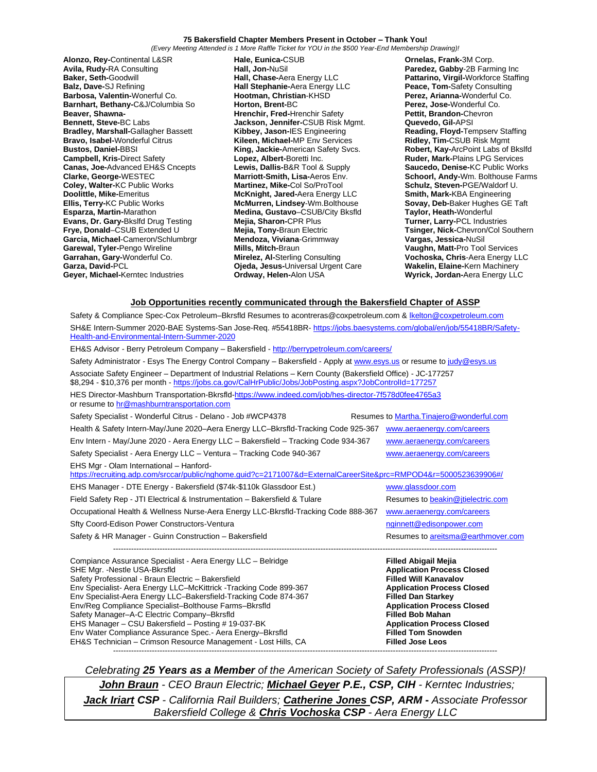**75 Bakersfield Chapter Members Present in October – Thank You!**

*(Every Meeting Attended is 1 More Raffle Ticket for YOU in the $500 Year-End Membership Drawing)!*

**Alonzo, Rey-**Continental L&SR
**Avila, Rudy-**RA Consulting
**Baker, Seth-**Goodwill
**Balz, Dave-**SJ Refining
**Barbosa, Valentin-**Wonerful Co.
**Barnhart, Bethany-**C&J/Columbia So
**Beaver, Shawna-**
**Bennett, Steve-**BC Labs
**Bradley, Marshall-**Gallagher Bassett
**Bravo, Isabel-**Wonderful Citrus
**Bustos, Daniel-**BBSI
**Campbell, Kris-**Direct Safety
**Canas, Joe-**Advanced EH&S Cncepts
**Clarke, George-**WESTEC
**Coley, Walter-**KC Public Works
**Doolittle, Mike-**Emeritus
**Ellis, Terry-**KC Public Works
**Esparza, Martin-**Marathon
**Evans, Dr. Gary-**Bkslfd Drug Testing
**Frye, Donald**–CSUB Extended U
**Garcia, Michael**-Cameron/Schlumbrgr
**Garewal, Tyler-**Pengo Wireline
**Garrahan, Gary-**Wonderful Co.
**Garza, David-**PCL
**Geyer, Michael-**Kerntec Industries
**Hale, Eunica-**CSUB
**Hall, Jon-**NuSil
**Hall, Chase-**Aera Energy LLC
**Hall Stephanie-**Aera Energy LLC
**Hootman, Christian**-KHSD
**Horton, Brent-**BC
**Hrenchir, Fred-**Hrenchir Safety
**Jackson, Jennifer-**CSUB Risk Mgmt.
**Kibbey, Jason-**IES Engineering
**Kileen, Michael-**MP Env Services
**King, Jackie-**American Safety Svcs.
**Lopez, Albert-**Boretti Inc.
**Lewis, Dallis-**B&R Tool & Supply
**Marriott-Smith, Lisa-**Aeros Env.
**Martinez, Mike-**Col So/ProTool
**McKnight, Jared-**Aera Energy LLC
**McMurren, Lindsey**-Wm.Bolthouse
**Medina, Gustavo**–CSUB/City Bksfld
**Mejia, Sharon-**CPR Plus
**Mejia, Tony-**Braun Electric
**Mendoza, Viviana**-Grimmway
**Mills, Mitch-**Braun
**Mirelez, Al-**Sterling Consulting
**Ojeda, Jesus-**Universal Urgent Care
**Ordway, Helen-**Alon USA
**Ornelas, Frank-**3M Corp.
**Paredez, Gabby**-2B Farming Inc
**Pattarino, Virgil-**Workforce Staffing
**Peace, Tom-**Safety Consulting
**Perez, Arianna-**Wonderful Co.
**Perez, Jose-**Wonderful Co.
**Pettit, Brandon-**Chevron
**Quevedo, Gil-**APSI
**Reading, Floyd-**Tempserv Staffing
**Ridley, Tim-**CSUB Risk Mgmt
**Robert, Kay-**ArcPoint Labs of Bkslfd
**Ruder, Mark-**Plains LPG Services
**Saucedo, Denise-**KC Public Works
**Schoorl, Andy-**Wm. Bolthouse Farms
**Schulz, Steven-**PGE/Waldorf U.
**Smith, Mark-**KBA Engineering
**Sovay, Deb-**Baker Hughes GE Taft
**Taylor, Heath-**Wonderful
**Turner, Larry-**PCL Industries
**Tsinger, Nick-**Chevron/Col Southern
**Vargas, Jessica-**NuSil
**Vaughn, Matt-**Pro Tool Services
**Vochoska, Chris**-Aera Energy LLC
**Wakelin, Elaine-**Kern Machinery
**Wyrick, Jordan-**Aera Energy LLC

## Job Opportunities recently communicated through the Bakersfield Chapter of ASSP

Safety & Compliance Spec-Cox Petroleum–Bkrsfld Resumes to acontreras@coxpetroleum.com & lkelton@coxpetroleum.com

SH&E Intern-Summer 2020-BAE Systems-San Jose-Req. #55418BR- https://jobs.baesystems.com/global/en/job/55418BR/Safety-Health-and-Environmental-Intern-Summer-2020

EH&S Advisor - Berry Petroleum Company – Bakersfield - http://berrypetroleum.com/careers/

Safety Administrator - Esys The Energy Control Company – Bakersfield - Apply at www.esys.us or resume to judy@esys.us

Associate Safety Engineer – Department of Industrial Relations – Kern County (Bakersfield Office) - JC-177257
$8,294 - $10,376 per month - https://jobs.ca.gov/CalHrPublic/Jobs/JobPosting.aspx?JobControlId=177257

HES Director-Mashburn Transportation-Bkrsfld-https://www.indeed.com/job/hes-director-7f578d0fee4765a3
or resume to hr@mashburntransportation.com

| | |
|---|---|
| Safety Specialist - Wonderful Citrus - Delano - Job #WCP4378 | Resumes to Martha.Tinajero@wonderful.com |
| Health & Safety Intern-May/June 2020–Aera Energy LLC–Bkrsfld-Tracking Code 925-367 | www.aeraenergy.com/careers |
| Env Intern - May/June 2020 - Aera Energy LLC – Bakersfield – Tracking Code 934-367 | www.aeraenergy.com/careers |
| Safety Specialist - Aera Energy LLC – Ventura – Tracking Code 940-367 | www.aeraenergy.com/careers |

EHS Mgr - Olam International – Hanford-
https://recruiting.adp.com/srccar/public/nghome.guid?c=2171007&d=ExternalCareerSite&prc=RMPOD4&r=5000523639906#/

| | |
|---|---|
| EHS Manager - DTE Energy - Bakersfield ($74k-$110k Glassdoor Est.) | www.glassdoor.com |
| Field Safety Rep - JTI Electrical & Instrumentation – Bakersfield & Tulare | Resumes to beakin@jtielectric.com |
| Occupational Health & Wellness Nurse-Aera Energy LLC-Bkrsfld-Tracking Code 888-367 | www.aeraenergy.com/careers |
| Sfty Coord-Edison Power Constructors-Ventura | nginnett@edisonpower.com |
| Safety & HR Manager - Guinn Construction – Bakersfield | Resumes to areitsma@earthmover.com |

---

| | |
|---|---|
| Compiance Assurance Specialist - Aera Energy LLC – Belridge | **Filled Abigail Mejia** |
| SHE Mgr. -Nestle USA-Bkrsfld | **Application Process Closed** |
| Safety Professional - Braun Electric – Bakersfield | **Filled Will Kanavalov** |
| Env Specialist- Aera Energy LLC–McKittrick -Tracking Code 899-367 | **Application Process Closed** |
| Env Specialist-Aera Energy LLC–Bakersfield-Tracking Code 874-367 | **Filled Dan Starkey** |
| Env/Reg Compliance Specialist–Bolthouse Farms–Bkrsfld | **Application Process Closed** |
| Safety Manager–A-C Electric Company–Bkrsfld | **Filled Bob Mahan** |
| EHS Manager – CSU Bakersfield – Posting # 19-037-BK | **Application Process Closed** |
| Env Water Compliance Assurance Spec.- Aera Energy–Bkrsfld | **Filled Tom Snowden** |
| EH&S Technician – Crimson Resource Management - Lost Hills, CA | **Filled Jose Leos** |

---

*Celebrating **25 Years as a Member** of the American Society of Safety Professionals (ASSP)!*

***John Braun*** *- CEO Braun Electric;* ***Michael Geyer*** ***P.E., CSP, CIH*** *- Kerntec Industries;* ***Jack Iriart*** ***CSP*** *- California Rail Builders;* ***Catherine Jones*** ***CSP, ARM -*** *Associate Professor Bakersfield College &* ***Chris Vochoska*** ***CSP*** *- Aera Energy LLC*